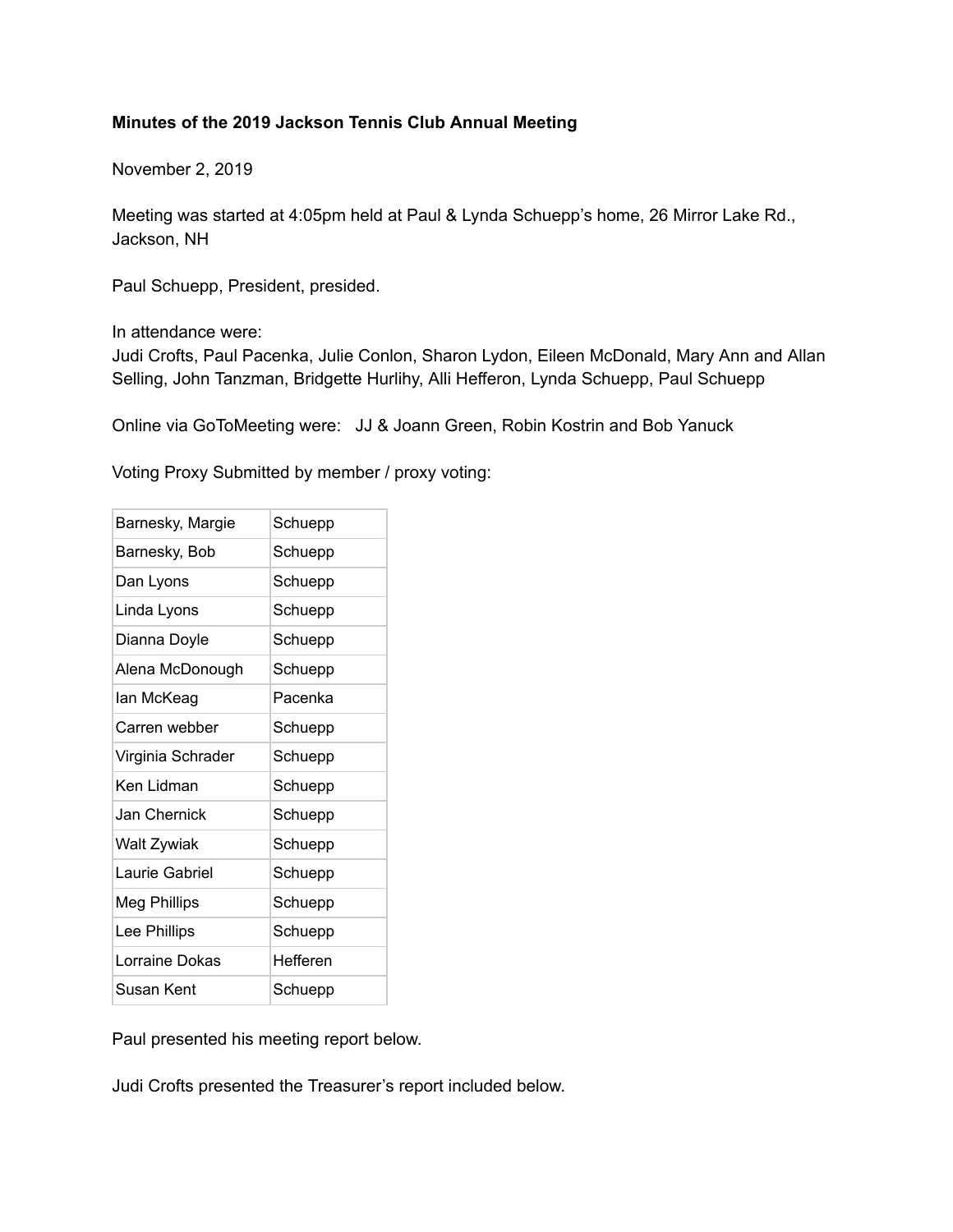**Minutes of the 2019 Jackson Tennis Club Annual Meeting**

November 2, 2019

Meeting was started at 4:05pm held at Paul & Lynda Schuepp's home, 26 Mirror Lake Rd., Jackson, NH

Paul Schuepp, President, presided.

In attendance were:
Judi Crofts, Paul Pacenka, Julie Conlon, Sharon Lydon, Eileen McDonald, Mary Ann and Allan Selling, John Tanzman, Bridgette Hurlihy, Alli Hefferon, Lynda Schuepp, Paul Schuepp

Online via GoToMeeting were: JJ & Joann Green, Robin Kostrin and Bob Yanuck

Voting Proxy Submitted by member / proxy voting:

| | |
|---|---|
| Barnesky, Margie | Schuepp |
| Barnesky, Bob | Schuepp |
| Dan Lyons | Schuepp |
| Linda Lyons | Schuepp |
| Dianna Doyle | Schuepp |
| Alena McDonough | Schuepp |
| Ian McKeag | Pacenka |
| Carren webber | Schuepp |
| Virginia Schrader | Schuepp |
| Ken Lidman | Schuepp |
| Jan Chernick | Schuepp |
| Walt Zywiak | Schuepp |
| Laurie Gabriel | Schuepp |
| Meg Phillips | Schuepp |
| Lee Phillips | Schuepp |
| Lorraine Dokas | Hefferen |
| Susan Kent | Schuepp |

Paul presented his meeting report below.

Judi Crofts presented the Treasurer's report included below.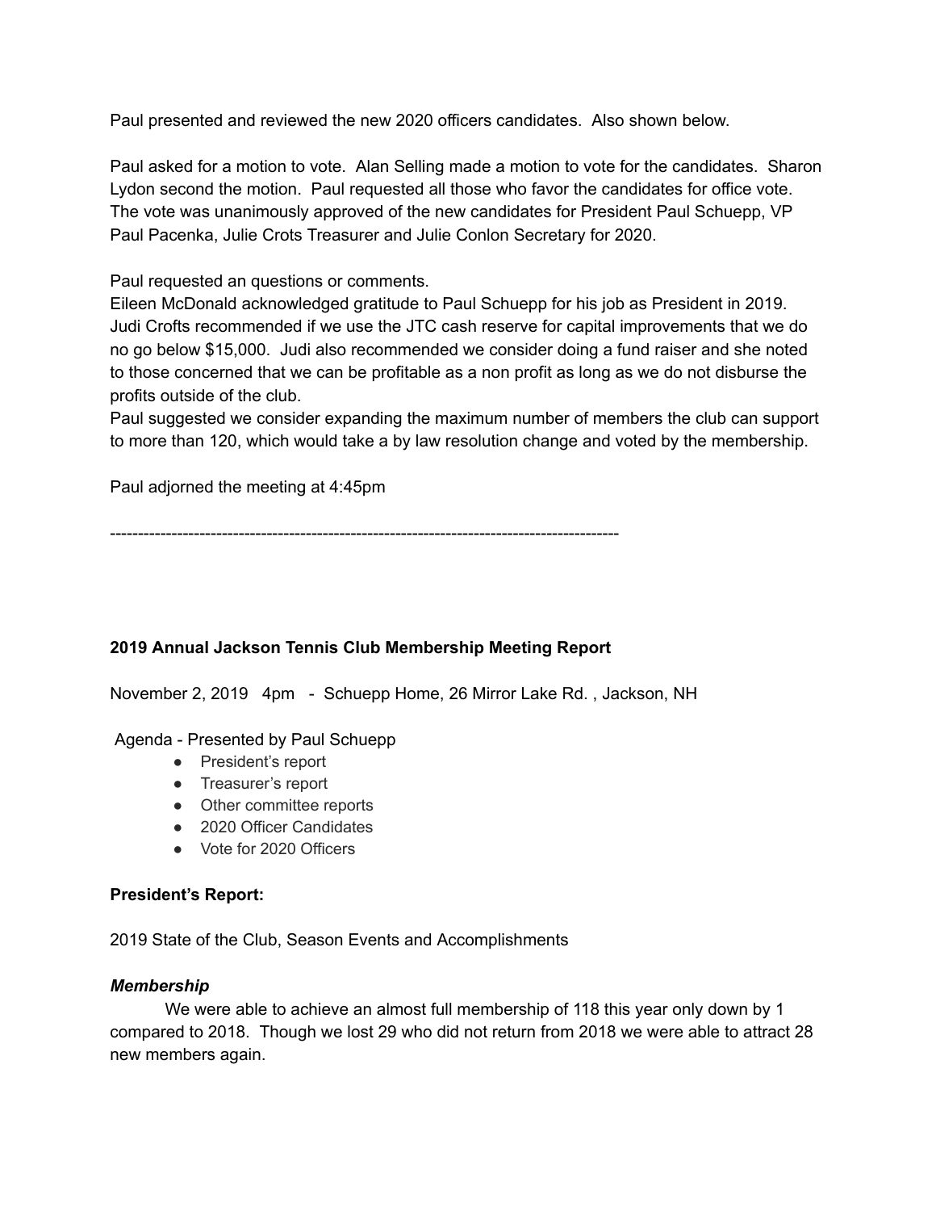Paul presented and reviewed the new 2020 officers candidates. Also shown below.

Paul asked for a motion to vote. Alan Selling made a motion to vote for the candidates. Sharon Lydon second the motion. Paul requested all those who favor the candidates for office vote. The vote was unanimously approved of the new candidates for President Paul Schuepp, VP Paul Pacenka, Julie Crots Treasurer and Julie Conlon Secretary for 2020.

Paul requested an questions or comments.
Eileen McDonald acknowledged gratitude to Paul Schuepp for his job as President in 2019.
Judi Crofts recommended if we use the JTC cash reserve for capital improvements that we do no go below $15,000. Judi also recommended we consider doing a fund raiser and she noted to those concerned that we can be profitable as a non profit as long as we do not disburse the profits outside of the club.
Paul suggested we consider expanding the maximum number of members the club can support to more than 120, which would take a by law resolution change and voted by the membership.

Paul adjorned the meeting at 4:45pm

------------------------------------------------------------------------------------------

**2019 Annual Jackson Tennis Club Membership Meeting Report**

November 2, 2019 4pm - Schuepp Home, 26 Mirror Lake Rd. , Jackson, NH

Agenda - Presented by Paul Schuepp

- President's report
- Treasurer's report
- Other committee reports
- 2020 Officer Candidates
- Vote for 2020 Officers

**President's Report:**

2019 State of the Club, Season Events and Accomplishments

***Membership***

We were able to achieve an almost full membership of 118 this year only down by 1 compared to 2018. Though we lost 29 who did not return from 2018 we were able to attract 28 new members again.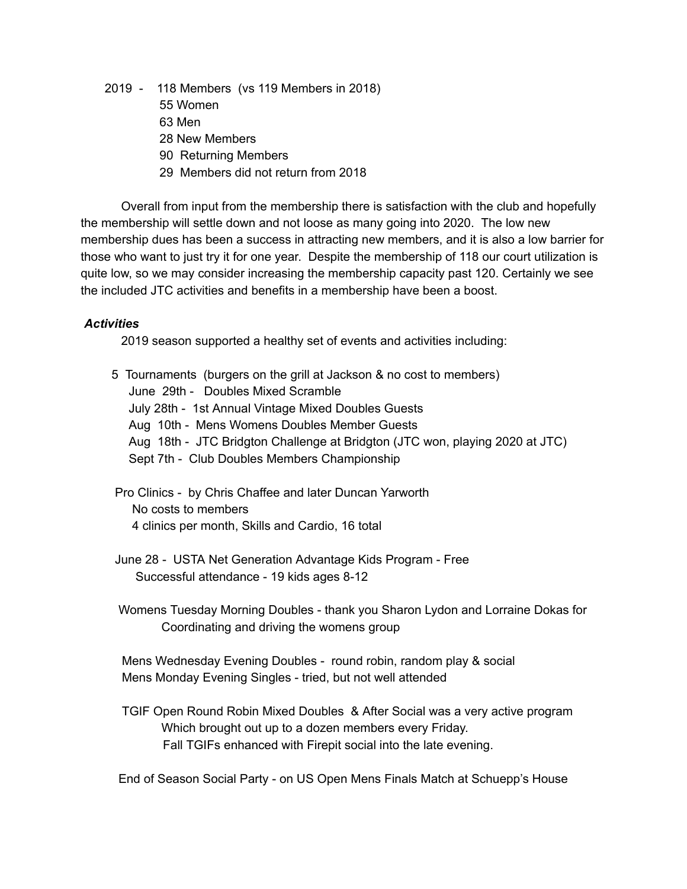2019 - 118 Members (vs 119 Members in 2018)

- 55 Women
- 63 Men
- 28 New Members
- 90 Returning Members
- 29 Members did not return from 2018

Overall from input from the membership there is satisfaction with the club and hopefully the membership will settle down and not loose as many going into 2020. The low new membership dues has been a success in attracting new members, and it is also a low barrier for those who want to just try it for one year. Despite the membership of 118 our court utilization is quite low, so we may consider increasing the membership capacity past 120. Certainly we see the included JTC activities and benefits in a membership have been a boost.

***Activities***

2019 season supported a healthy set of events and activities including:

5 Tournaments (burgers on the grill at Jackson & no cost to members)

- June 29th - Doubles Mixed Scramble
- July 28th - 1st Annual Vintage Mixed Doubles Guests
- Aug 10th - Mens Womens Doubles Member Guests
- Aug 18th - JTC Bridgton Challenge at Bridgton (JTC won, playing 2020 at JTC)
- Sept 7th - Club Doubles Members Championship

Pro Clinics - by Chris Chaffee and later Duncan Yarworth

- No costs to members
- 4 clinics per month, Skills and Cardio, 16 total

June 28 - USTA Net Generation Advantage Kids Program - Free

- Successful attendance - 19 kids ages 8-12

Womens Tuesday Morning Doubles - thank you Sharon Lydon and Lorraine Dokas for Coordinating and driving the womens group

Mens Wednesday Evening Doubles - round robin, random play & social
Mens Monday Evening Singles - tried, but not well attended

TGIF Open Round Robin Mixed Doubles & After Social was a very active program Which brought out up to a dozen members every Friday.
Fall TGIFs enhanced with Firepit social into the late evening.

End of Season Social Party - on US Open Mens Finals Match at Schuepp's House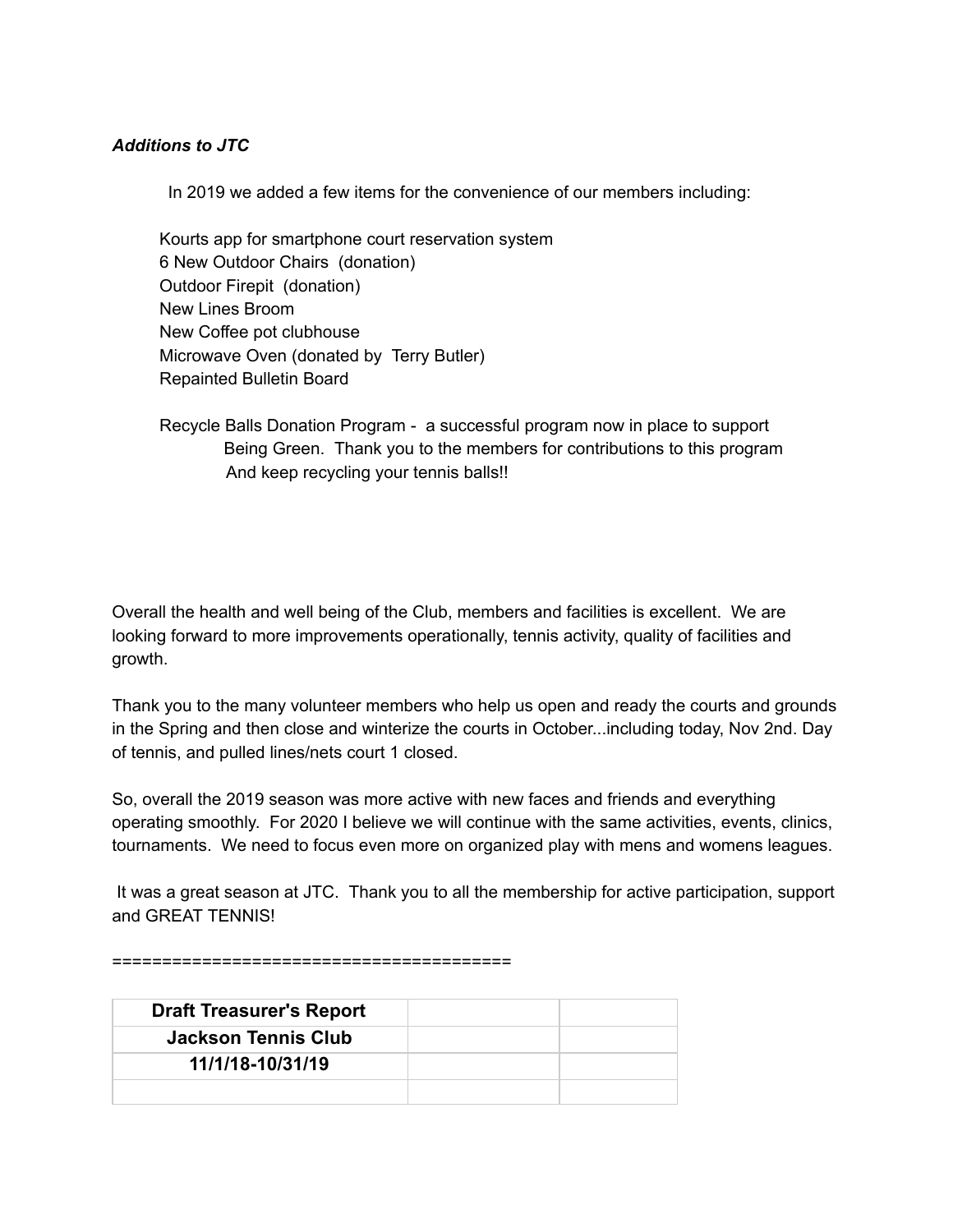***Additions to JTC***

In 2019 we added a few items for the convenience of our members including:

Kourts app for smartphone court reservation system
6 New Outdoor Chairs (donation)
Outdoor Firepit (donation)
New Lines Broom
New Coffee pot clubhouse
Microwave Oven (donated by Terry Butler)
Repainted Bulletin Board

Recycle Balls Donation Program - a successful program now in place to support Being Green. Thank you to the members for contributions to this program And keep recycling your tennis balls!!

Overall the health and well being of the Club, members and facilities is excellent. We are looking forward to more improvements operationally, tennis activity, quality of facilities and growth.

Thank you to the many volunteer members who help us open and ready the courts and grounds in the Spring and then close and winterize the courts in October...including today, Nov 2nd. Day of tennis, and pulled lines/nets court 1 closed.

So, overall the 2019 season was more active with new faces and friends and everything operating smoothly. For 2020 I believe we will continue with the same activities, events, clinics, tournaments. We need to focus even more on organized play with mens and womens leagues.

It was a great season at JTC. Thank you to all the membership for active participation, support and GREAT TENNIS!

=======================================

| **Draft Treasurer's Report** | | |
|---|---|---|
| **Jackson Tennis Club** | | |
| **11/1/18-10/31/19** | | |
| | | |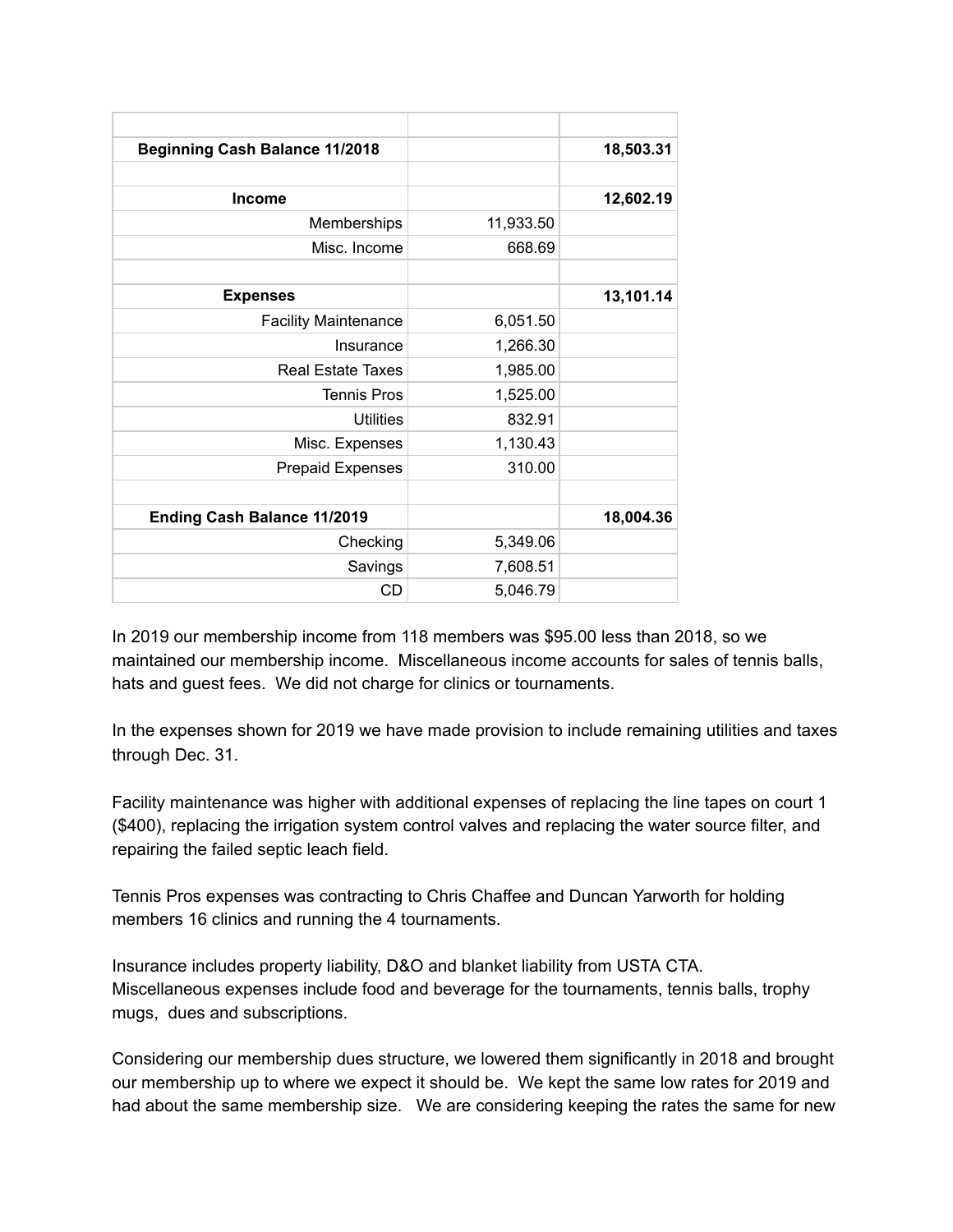| | | |
|---|---|---|
| **Beginning Cash Balance 11/2018** | | **18,503.31** |
| | | |
| **Income** | | **12,602.19** |
| Memberships | 11,933.50 | |
| Misc. Income | 668.69 | |
| | | |
| **Expenses** | | **13,101.14** |
| Facility Maintenance | 6,051.50 | |
| Insurance | 1,266.30 | |
| Real Estate Taxes | 1,985.00 | |
| Tennis Pros | 1,525.00 | |
| Utilities | 832.91 | |
| Misc. Expenses | 1,130.43 | |
| Prepaid Expenses | 310.00 | |
| | | |
| **Ending Cash Balance 11/2019** | | **18,004.36** |
| Checking | 5,349.06 | |
| Savings | 7,608.51 | |
| CD | 5,046.79 | |

In 2019 our membership income from 118 members was $95.00 less than 2018, so we maintained our membership income. Miscellaneous income accounts for sales of tennis balls, hats and guest fees. We did not charge for clinics or tournaments.

In the expenses shown for 2019 we have made provision to include remaining utilities and taxes through Dec. 31.

Facility maintenance was higher with additional expenses of replacing the line tapes on court 1 ($400), replacing the irrigation system control valves and replacing the water source filter, and repairing the failed septic leach field.

Tennis Pros expenses was contracting to Chris Chaffee and Duncan Yarworth for holding members 16 clinics and running the 4 tournaments.

Insurance includes property liability, D&O and blanket liability from USTA CTA.
Miscellaneous expenses include food and beverage for the tournaments, tennis balls, trophy mugs, dues and subscriptions.

Considering our membership dues structure, we lowered them significantly in 2018 and brought our membership up to where we expect it should be. We kept the same low rates for 2019 and had about the same membership size. We are considering keeping the rates the same for new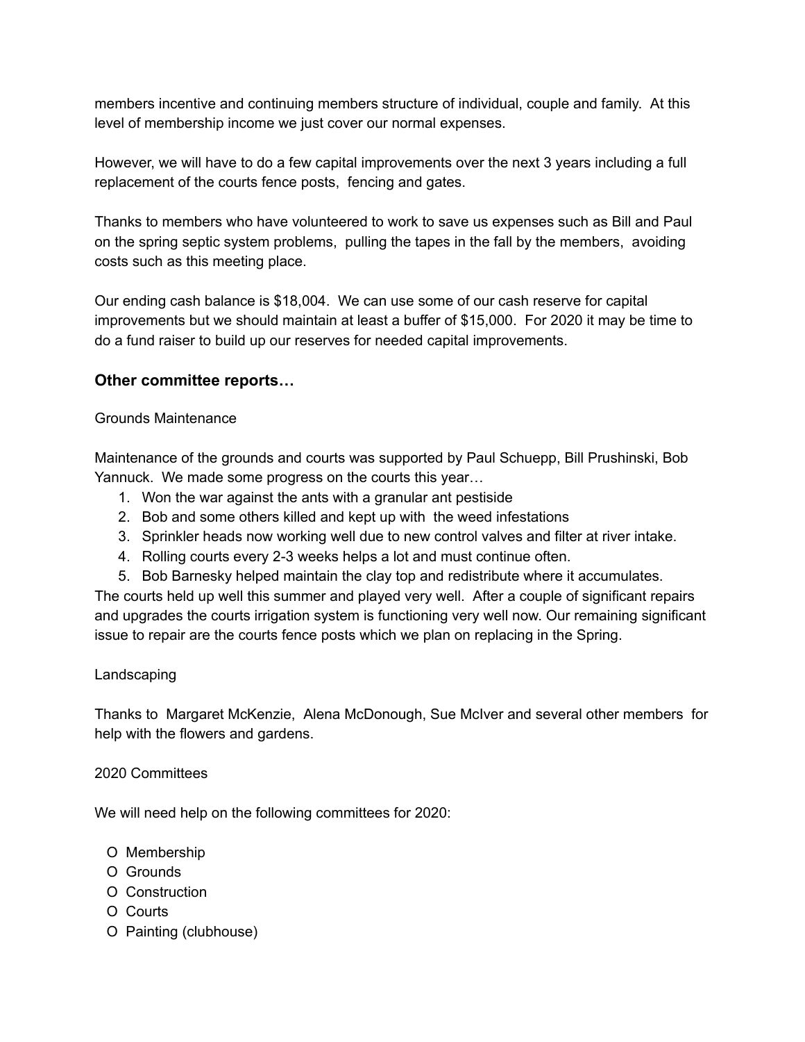members incentive and continuing members structure of individual, couple and family. At this level of membership income we just cover our normal expenses.

However, we will have to do a few capital improvements over the next 3 years including a full replacement of the courts fence posts, fencing and gates.

Thanks to members who have volunteered to work to save us expenses such as Bill and Paul on the spring septic system problems, pulling the tapes in the fall by the members, avoiding costs such as this meeting place.

Our ending cash balance is $18,004. We can use some of our cash reserve for capital improvements but we should maintain at least a buffer of $15,000. For 2020 it may be time to do a fund raiser to build up our reserves for needed capital improvements.

### Other committee reports…

Grounds Maintenance

Maintenance of the grounds and courts was supported by Paul Schuepp, Bill Prushinski, Bob Yannuck. We made some progress on the courts this year…

1. Won the war against the ants with a granular ant pestiside
2. Bob and some others killed and kept up with the weed infestations
3. Sprinkler heads now working well due to new control valves and filter at river intake.
4. Rolling courts every 2-3 weeks helps a lot and must continue often.
5. Bob Barnesky helped maintain the clay top and redistribute where it accumulates.

The courts held up well this summer and played very well. After a couple of significant repairs and upgrades the courts irrigation system is functioning very well now. Our remaining significant issue to repair are the courts fence posts which we plan on replacing in the Spring.

Landscaping

Thanks to Margaret McKenzie, Alena McDonough, Sue McIver and several other members for help with the flowers and gardens.

2020 Committees

We will need help on the following committees for 2020:

- Membership
- Grounds
- Construction
- Courts
- Painting (clubhouse)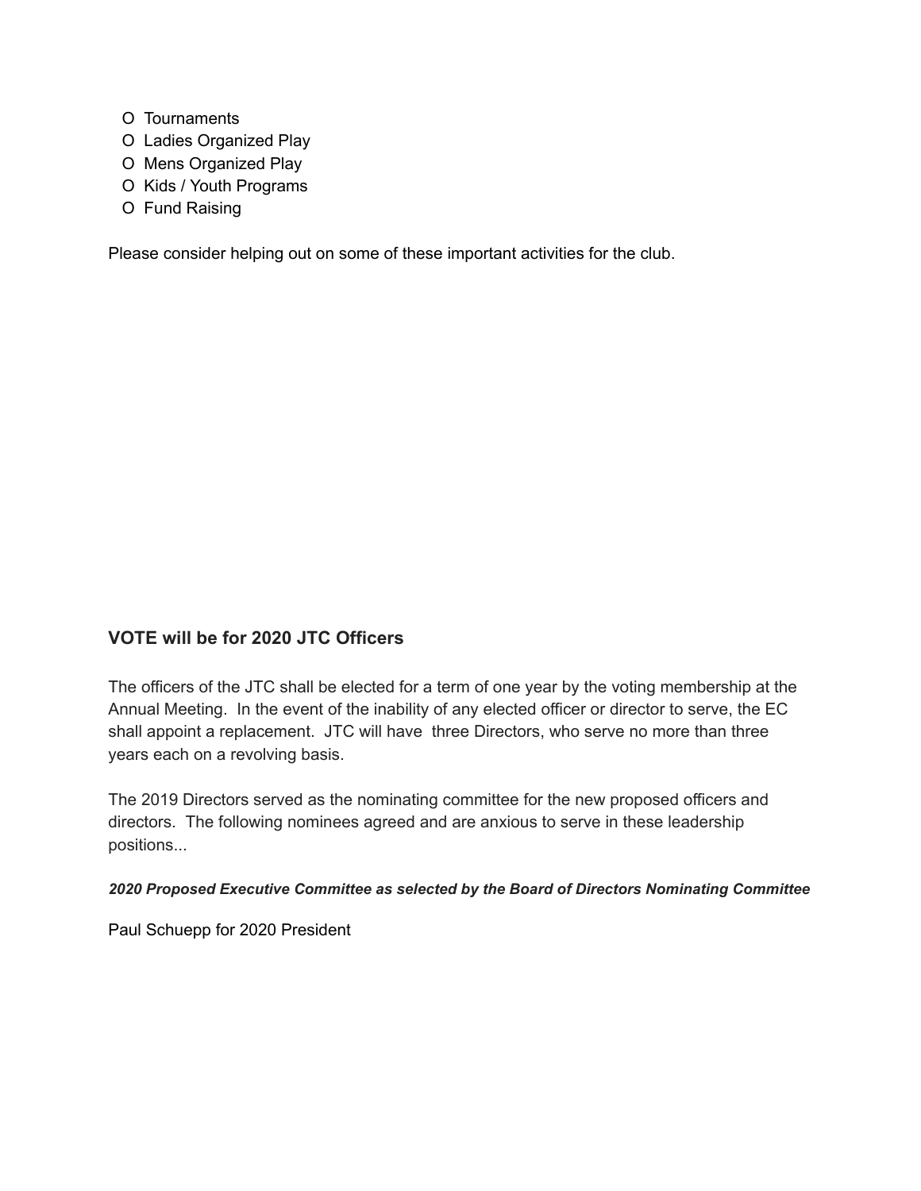- O Tournaments
- O Ladies Organized Play
- O Mens Organized Play
- O Kids / Youth Programs
- O Fund Raising

Please consider helping out on some of these important activities for the club.

### VOTE will be for 2020 JTC Officers

The officers of the JTC shall be elected for a term of one year by the voting membership at the Annual Meeting. In the event of the inability of any elected officer or director to serve, the EC shall appoint a replacement. JTC will have three Directors, who serve no more than three years each on a revolving basis.

The 2019 Directors served as the nominating committee for the new proposed officers and directors. The following nominees agreed and are anxious to serve in these leadership positions...

***2020 Proposed Executive Committee as selected by the Board of Directors Nominating Committee***

Paul Schuepp for 2020 President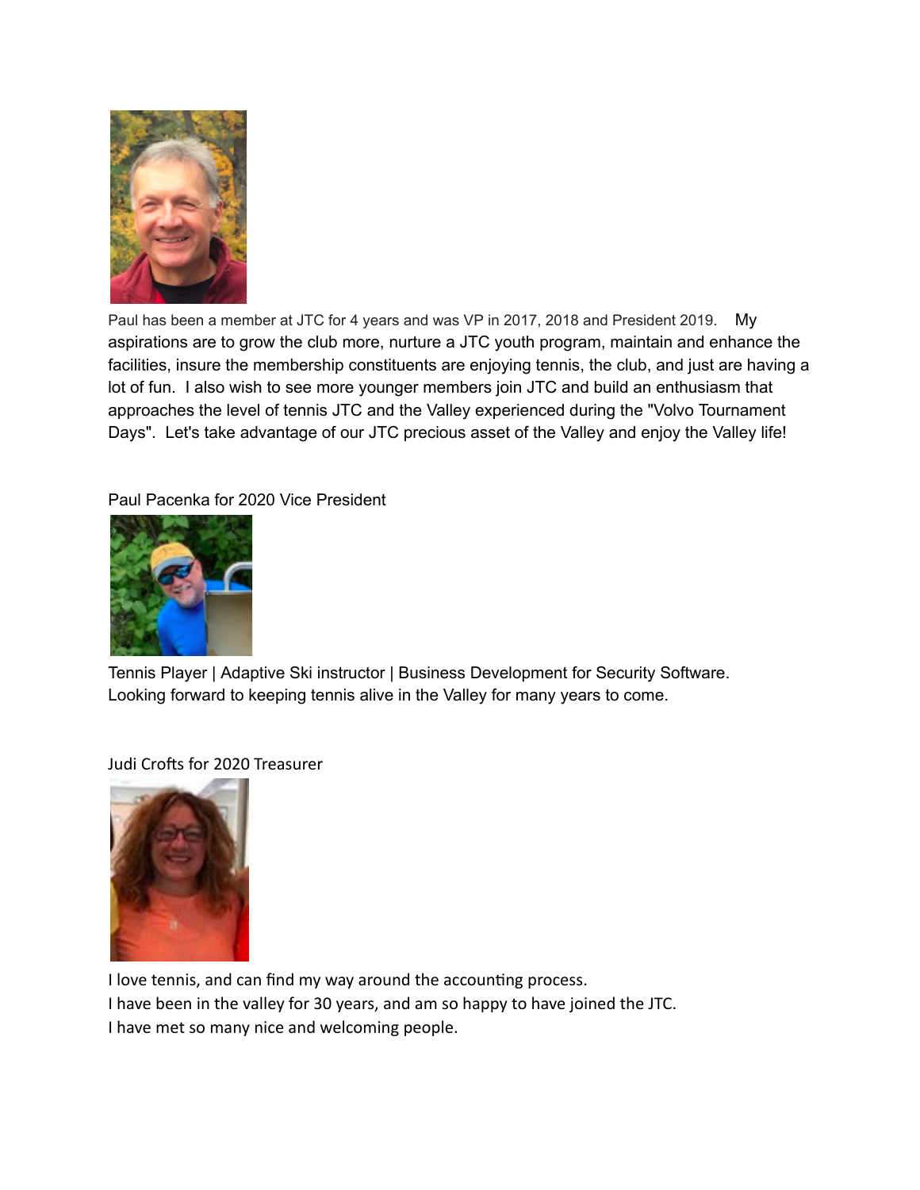Paul has been a member at JTC for 4 years and was VP in 2017, 2018 and President 2019. My aspirations are to grow the club more, nurture a JTC youth program, maintain and enhance the facilities, insure the membership constituents are enjoying tennis, the club, and just are having a lot of fun. I also wish to see more younger members join JTC and build an enthusiasm that approaches the level of tennis JTC and the Valley experienced during the "Volvo Tournament Days". Let's take advantage of our JTC precious asset of the Valley and enjoy the Valley life!

Paul Pacenka for 2020 Vice President

Tennis Player | Adaptive Ski instructor | Business Development for Security Software.
Looking forward to keeping tennis alive in the Valley for many years to come.

Judi Crofts for 2020 Treasurer

I love tennis, and can find my way around the accounting process.
I have been in the valley for 30 years, and am so happy to have joined the JTC.
I have met so many nice and welcoming people.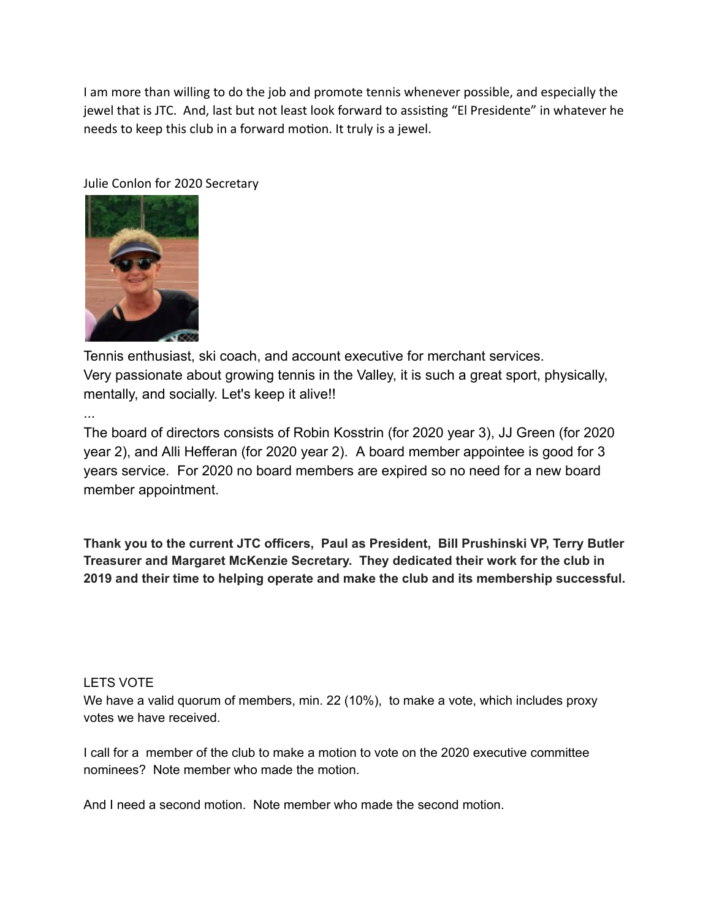I am more than willing to do the job and promote tennis whenever possible, and especially the jewel that is JTC. And, last but not least look forward to assisting "El Presidente" in whatever he needs to keep this club in a forward motion. It truly is a jewel.

Julie Conlon for 2020 Secretary

Tennis enthusiast, ski coach, and account executive for merchant services.
Very passionate about growing tennis in the Valley, it is such a great sport, physically, mentally, and socially. Let's keep it alive!!

...

The board of directors consists of Robin Kosstrin (for 2020 year 3), JJ Green (for 2020 year 2), and Alli Hefferan (for 2020 year 2). A board member appointee is good for 3 years service. For 2020 no board members are expired so no need for a new board member appointment.

**Thank you to the current JTC officers, Paul as President, Bill Prushinski VP, Terry Butler Treasurer and Margaret McKenzie Secretary. They dedicated their work for the club in 2019 and their time to helping operate and make the club and its membership successful.**

LETS VOTE

We have a valid quorum of members, min. 22 (10%), to make a vote, which includes proxy votes we have received.

I call for a member of the club to make a motion to vote on the 2020 executive committee nominees? Note member who made the motion.

And I need a second motion. Note member who made the second motion.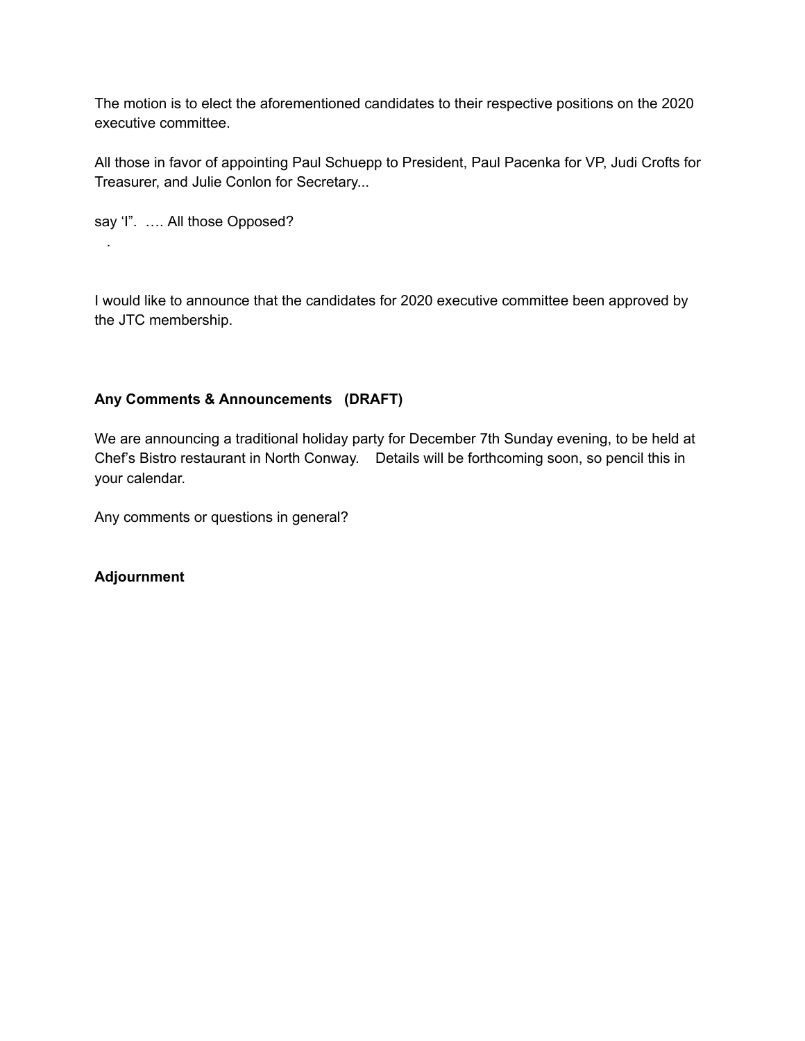The motion is to elect the aforementioned candidates to their respective positions on the 2020 executive committee.

All those in favor of appointing Paul Schuepp to President, Paul Pacenka for VP, Judi Crofts for Treasurer, and Julie Conlon for Secretary...

say 'I". …. All those Opposed?

.

I would like to announce that the candidates for 2020 executive committee been approved by the JTC membership.

**Any Comments & Announcements (DRAFT)**

We are announcing a traditional holiday party for December 7th Sunday evening, to be held at Chef's Bistro restaurant in North Conway. Details will be forthcoming soon, so pencil this in your calendar.

Any comments or questions in general?

**Adjournment**